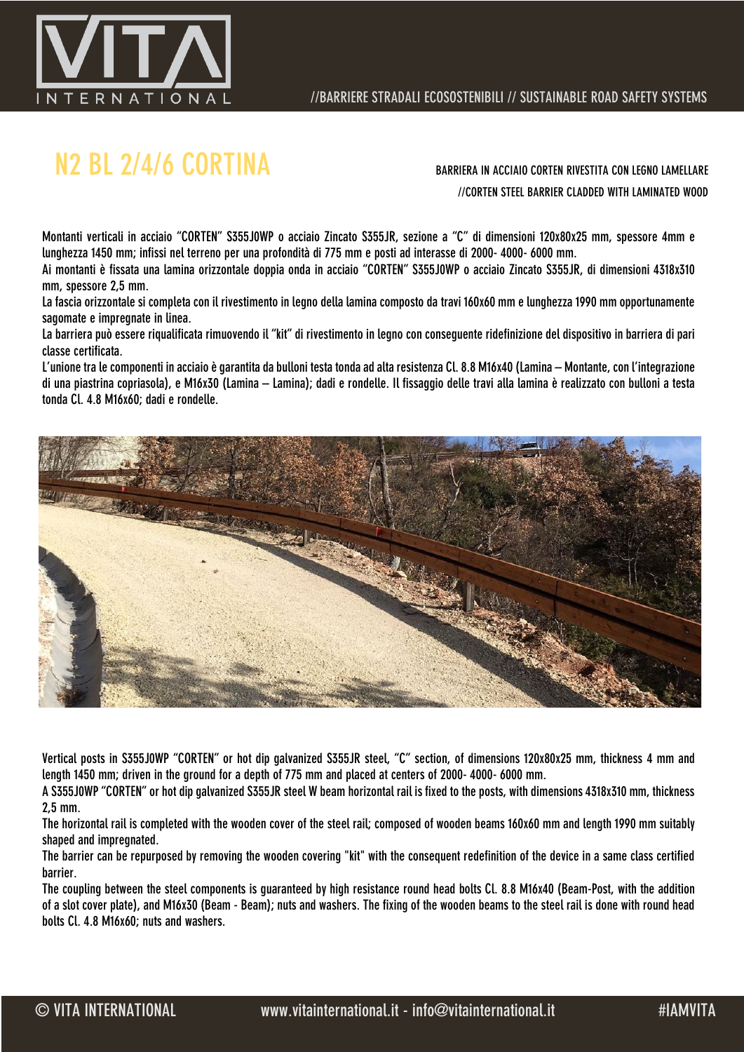# N2 BL 2/4/6 CORTINA

BARRIERA IN ACCIAIO CORTEN RIVESTITA CON LEGNO LAMELLARE

//CORTEN STEEL BARRIER CLADDED WITH LAMINATED WOOD

Montanti verticali in acciaio "CORTEN" S355J0WP o acciaio Zincato S355JR, sezione a "C" di dimensioni 120x80x25 mm, spessore 4mm e lunghezza 1450 mm; infissi nel terreno per una profondità di 775 mm e posti ad interasse di 2000- 4000- 6000 mm.

Ai montanti è fissata una lamina orizzontale doppia onda in acciaio "CORTEN" S355J0WP o acciaio Zincato S355JR, di dimensioni 4318x310 mm, spessore 2,5 mm.

La fascia orizzontale si completa con il rivestimento in legno della lamina composto da travi 160x60 mm e lunghezza 1990 mm opportunamente sagomate e impregnate in linea.

La barriera può essere riqualificata rimuovendo il "kit" di rivestimento in legno con conseguente ridefinizione del dispositivo in barriera di pari classe certificata.

L'unione tra le componenti in acciaio è garantita da bulloni testa tonda ad alta resistenza Cl. 8.8 M16x40 (Lamina – Montante, con l'integrazione di una piastrina copriasola), e M16x30 (Lamina – Lamina); dadi e rondelle. Il fissaggio delle travi alla lamina è realizzato con bulloni a testa tonda Cl. 4.8 M16x60; dadi e rondelle.

Vertical posts in S355J0WP "CORTEN" or hot dip galvanized S355JR steel, "C" section, of dimensions 120x80x25 mm, thickness 4 mm and length 1450 mm; driven in the ground for a depth of 775 mm and placed at centers of 2000- 4000- 6000 mm.

A S355J0WP "CORTEN" or hot dip galvanized S355JR steel W beam horizontal rail is fixed to the posts, with dimensions 4318x310 mm, thickness 2,5 mm.

The horizontal rail is completed with the wooden cover of the steel rail; composed of wooden beams 160x60 mm and length 1990 mm suitably shaped and impregnated.

The barrier can be repurposed by removing the wooden covering "kit" with the consequent redefinition of the device in a same class certified barrier.

The coupling between the steel components is guaranteed by high resistance round head bolts Cl. 8.8 M16x40 (Beam-Post, with the addition of a slot cover plate), and M16x30 (Beam - Beam); nuts and washers. The fixing of the wooden beams to the steel rail is done with round head bolts Cl. 4.8 M16x60; nuts and washers.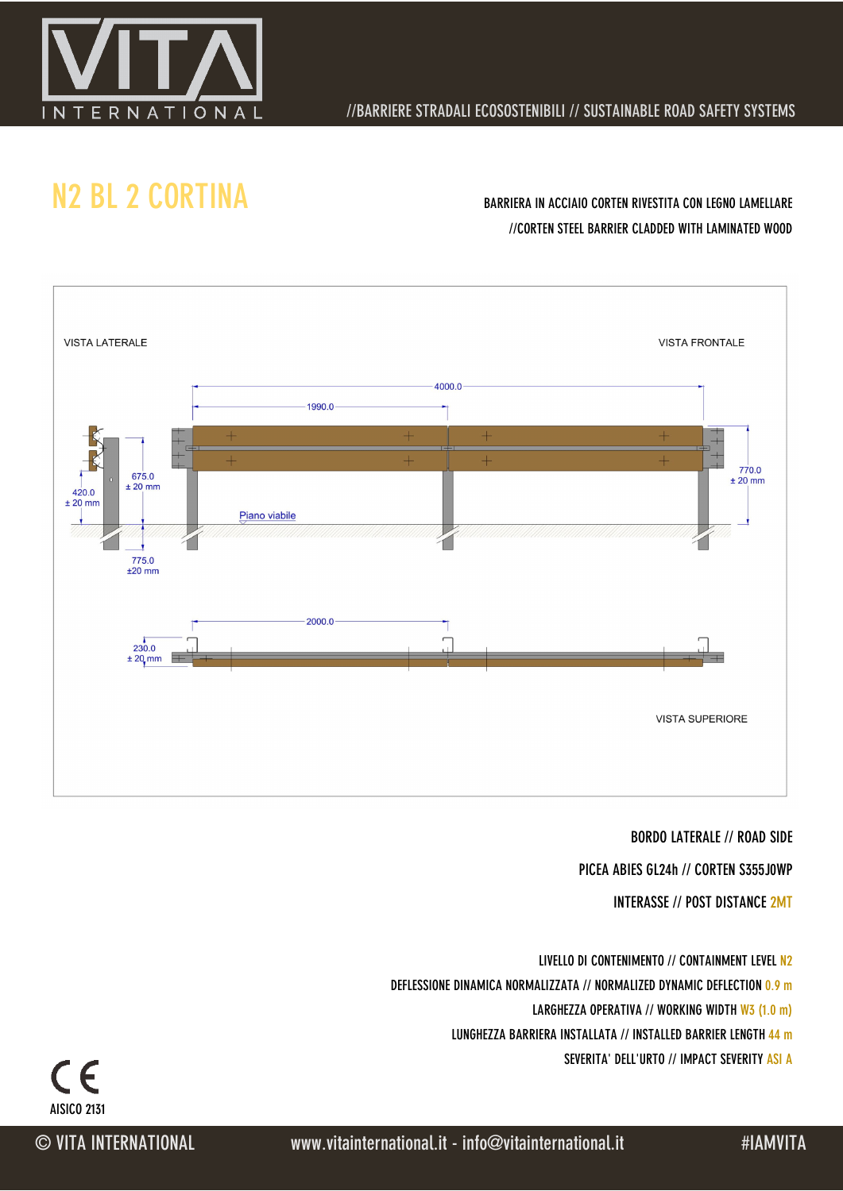# N2 BL 2 CORTINA

BARRIERA IN ACCIAIO CORTEN RIVESTITA CON LEGNO LAMELLARE

//CORTEN STEEL BARRIER CLADDED WITH LAMINATED WOOD

VISTA LATERALE

VISTA FRONTALE

4000.0

1990.0

675.0
± 20 mm

420.0
± 20 mm

770.0
± 20 mm

Piano viabile

775.0
±20 mm

2000.0

230.0
± 20 mm

VISTA SUPERIORE

BORDO LATERALE // ROAD SIDE

PICEA ABIES GL24h // CORTEN S355J0WP

INTERASSE // POST DISTANCE 2MT

LIVELLO DI CONTENIMENTO // CONTAINMENT LEVEL N2

DEFLESSIONE DINAMICA NORMALIZZATA // NORMALIZED DYNAMIC DEFLECTION 0.9 m

LARGHEZZA OPERATIVA // WORKING WIDTH W3 (1.0 m)

LUNGHEZZA BARRIERA INSTALLATA // INSTALLED BARRIER LENGTH 44 m

SEVERITA' DELL'URTO // IMPACT SEVERITY ASI A

CE

AISICO 2131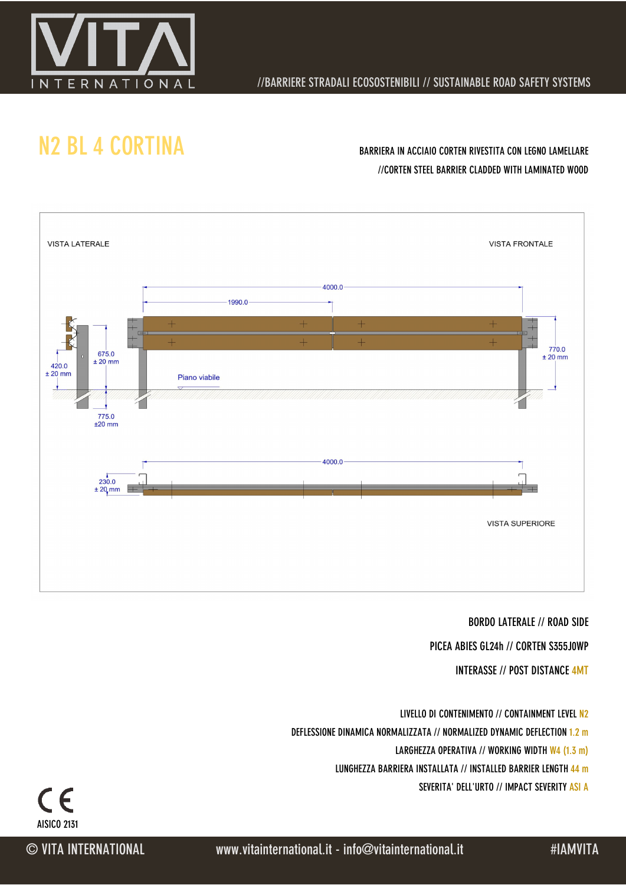# N2 BL 4 CORTINA

BARRIERA IN ACCIAIO CORTEN RIVESTITA CON LEGNO LAMELLARE

//CORTEN STEEL BARRIER CLADDED WITH LAMINATED WOOD

VISTA LATERALE

VISTA FRONTALE

4000.0

1990.0

420.0 ± 20 mm

675.0 ± 20 mm

770.0 ± 20 mm

Piano viabile

775.0 ±20 mm

4000.0

230.0 ± 20 mm

VISTA SUPERIORE

BORDO LATERALE // ROAD SIDE

PICEA ABIES GL24h // CORTEN S355J0WP

INTERASSE // POST DISTANCE 4MT

LIVELLO DI CONTENIMENTO // CONTAINMENT LEVEL N2

DEFLESSIONE DINAMICA NORMALIZZATA // NORMALIZED DYNAMIC DEFLECTION 1.2 m

LARGHEZZA OPERATIVA // WORKING WIDTH W4 (1.3 m)

LUNGHEZZA BARRIERA INSTALLATA // INSTALLED BARRIER LENGTH 44 m

SEVERITA' DELL'URTO // IMPACT SEVERITY ASI A

CE

AISICO 2131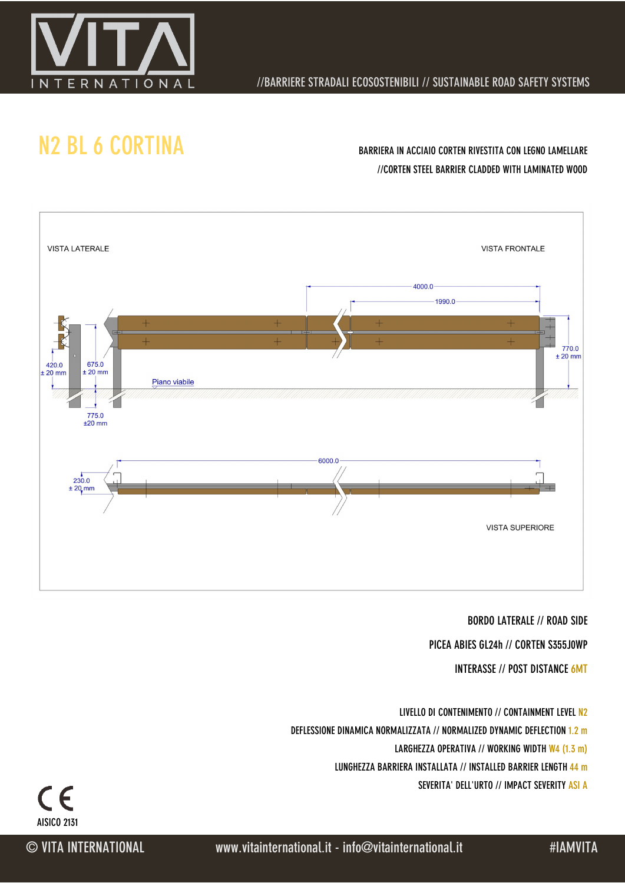# N2 BL 6 CORTINA

BARRIERA IN ACCIAIO CORTEN RIVESTITA CON LEGNO LAMELLARE

//CORTEN STEEL BARRIER CLADDED WITH LAMINATED WOOD

VISTA LATERALE

VISTA FRONTALE

4000.0

1990.0

420.0
± 20 mm

675.0
± 20 mm

770.0
± 20 mm

Piano viabile

775.0
±20 mm

6000.0

230.0
± 20 mm

VISTA SUPERIORE

BORDO LATERALE // ROAD SIDE

PICEA ABIES GL24h // CORTEN S355J0WP

INTERASSE // POST DISTANCE 6MT

LIVELLO DI CONTENIMENTO // CONTAINMENT LEVEL N2

DEFLESSIONE DINAMICA NORMALIZZATA // NORMALIZED DYNAMIC DEFLECTION 1.2 m

LARGHEZZA OPERATIVA // WORKING WIDTH W4 (1.3 m)

LUNGHEZZA BARRIERA INSTALLATA // INSTALLED BARRIER LENGTH 44 m

SEVERITA' DELL'URTO // IMPACT SEVERITY ASI A

CE

AISICO 2131

© VITA INTERNATIONAL

www.vitainternational.it - info@vitainternational.it

#IAMVITA